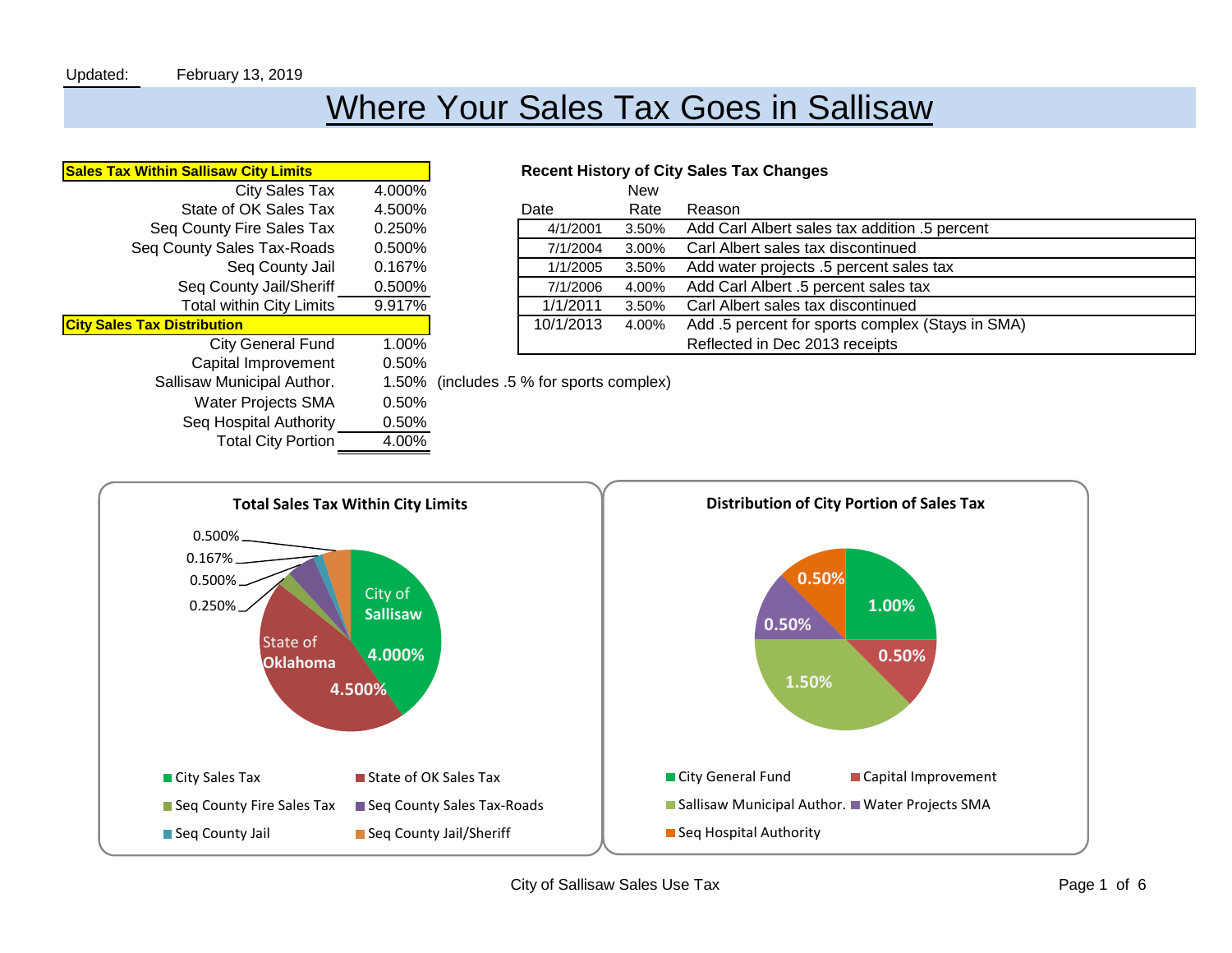Updated: February 13, 2019

# Where Your Sales Tax Goes in Sallisaw

| Sales Tax Within Sallisaw City Limits | |
|---|---|
| City Sales Tax | 4.000% |
| State of OK Sales Tax | 4.500% |
| Seq County Fire Sales Tax | 0.250% |
| Seq County Sales Tax-Roads | 0.500% |
| Seq County Jail | 0.167% |
| Seq County Jail/Sheriff | 0.500% |
| Total within City Limits | 9.917% |

| City Sales Tax Distribution | | |
|---|---|---|
| City General Fund | 1.00% | |
| Capital Improvement | 0.50% | |
| Sallisaw Municipal Author. | 1.50% | (includes .5 % for sports complex) |
| Water Projects SMA | 0.50% | |
| Seq Hospital Authority | 0.50% | |
| Total City Portion | 4.00% | |

**Recent History of City Sales Tax Changes**

| Date | New Rate | Reason |
|---|---|---|
| 4/1/2001 | 3.50% | Add Carl Albert sales tax addition .5 percent |
| 7/1/2004 | 3.00% | Carl Albert sales tax discontinued |
| 1/1/2005 | 3.50% | Add water projects .5 percent sales tax |
| 7/1/2006 | 4.00% | Add Carl Albert .5 percent sales tax |
| 1/1/2011 | 3.50% | Carl Albert sales tax discontinued |
| 10/1/2013 | 4.00% | Add .5 percent for sports complex (Stays in SMA) Reflected in Dec 2013 receipts |

**Total Sales Tax Within City Limits**

0.500%
0.167%
0.500%
0.250%
City of Sallisaw 4.000%
State of Oklahoma 4.500%

City Sales Tax
State of OK Sales Tax
Seq County Fire Sales Tax
Seq County Sales Tax-Roads
Seq County Jail
Seq County Jail/Sheriff

**Distribution of City Portion of Sales Tax**

1.00%
0.50%
1.50%
0.50%
0.50%

City General Fund
Capital Improvement
Sallisaw Municipal Author.
Water Projects SMA
Seq Hospital Authority

City of Sallisaw Sales Use Tax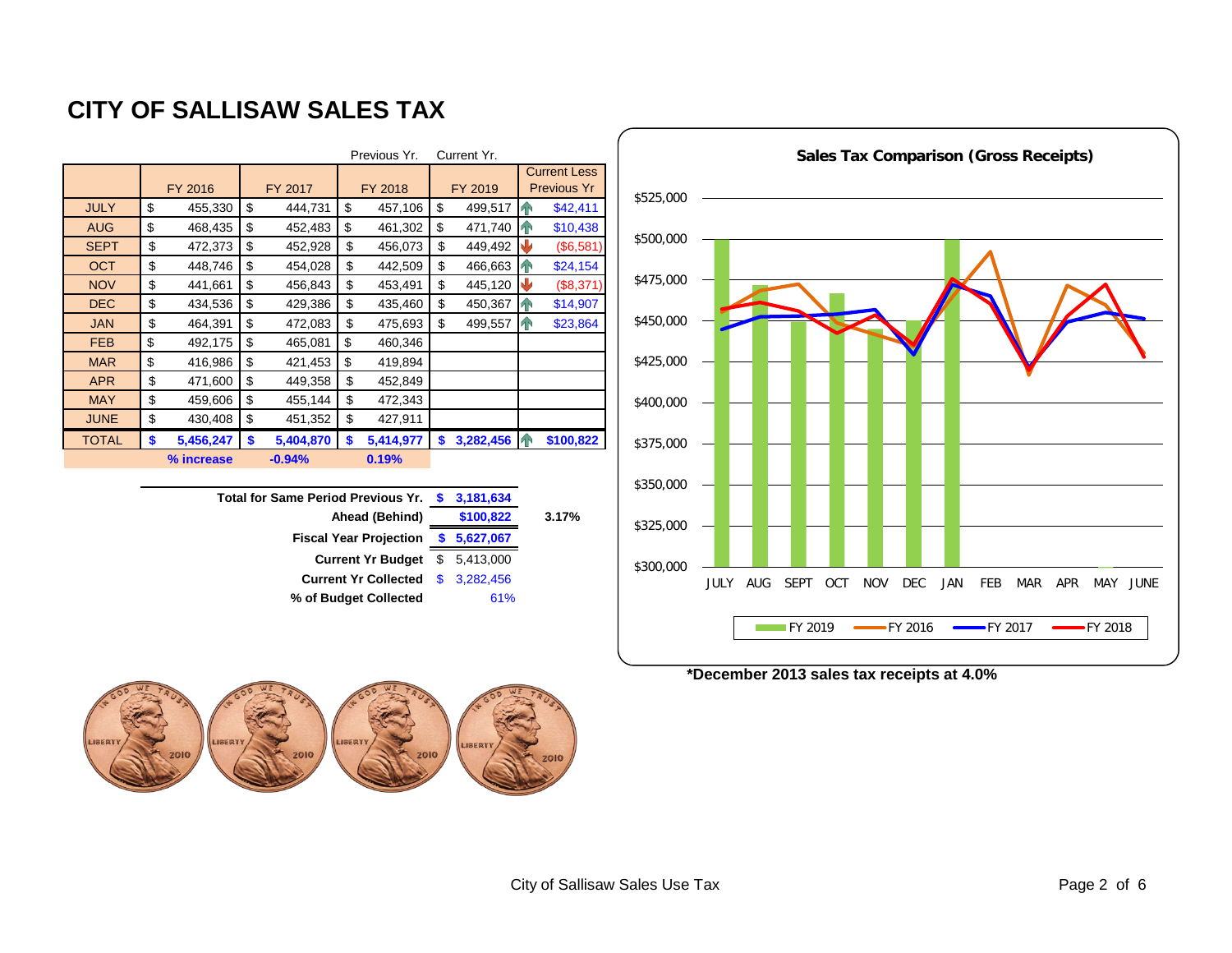# CITY OF SALLISAW SALES TAX

| | FY 2016 | FY 2017 | FY 2018 (Previous Yr.) | FY 2019 (Current Yr.) | Current Less Previous Yr |
|---|---|---|---|---|---|
| JULY | $ 455,330 | $ 444,731 | $ 457,106 | $ 499,517 | $42,411 |
| AUG | $ 468,435 | $ 452,483 | $ 461,302 | $ 471,740 | $10,438 |
| SEPT | $ 472,373 | $ 452,928 | $ 456,073 | $ 449,492 | ($6,581) |
| OCT | $ 448,746 | $ 454,028 | $ 442,509 | $ 466,663 | $24,154 |
| NOV | $ 441,661 | $ 456,843 | $ 453,491 | $ 445,120 | ($8,371) |
| DEC | $ 434,536 | $ 429,386 | $ 435,460 | $ 450,367 | $14,907 |
| JAN | $ 464,391 | $ 472,083 | $ 475,693 | $ 499,557 | $23,864 |
| FEB | $ 492,175 | $ 465,081 | $ 460,346 | | |
| MAR | $ 416,986 | $ 421,453 | $ 419,894 | | |
| APR | $ 471,600 | $ 449,358 | $ 452,849 | | |
| MAY | $ 459,606 | $ 455,144 | $ 472,343 | | |
| JUNE | $ 430,408 | $ 451,352 | $ 427,911 | | |
| **TOTAL** | **$ 5,456,247** | **$ 5,404,870** | **$ 5,414,977** | **$ 3,282,456** | **$100,822** |
| | **% increase** | **-0.94%** | **0.19%** | | |

| | | |
|---|---|---|
| **Total for Same Period Previous Yr.** | **$ 3,181,634** | |
| **Ahead (Behind)** | **$100,822** | **3.17%** |
| **Fiscal Year Projection** | **$ 5,627,067** | |
| **Current Yr Budget** | $ 5,413,000 | |
| **Current Yr Collected** | $ 3,282,456 | |
| **% of Budget Collected** | 61% | |

**Sales Tax Comparison (Gross Receipts)**

$525,000
$500,000
$475,000
$450,000
$425,000
$400,000
$375,000
$350,000
$325,000
$300,000

JULY AUG SEPT OCT NOV DEC JAN FEB MAR APR MAY JUNE

FY 2019 FY 2016 FY 2017 FY 2018

**\*December 2013 sales tax receipts at 4.0%**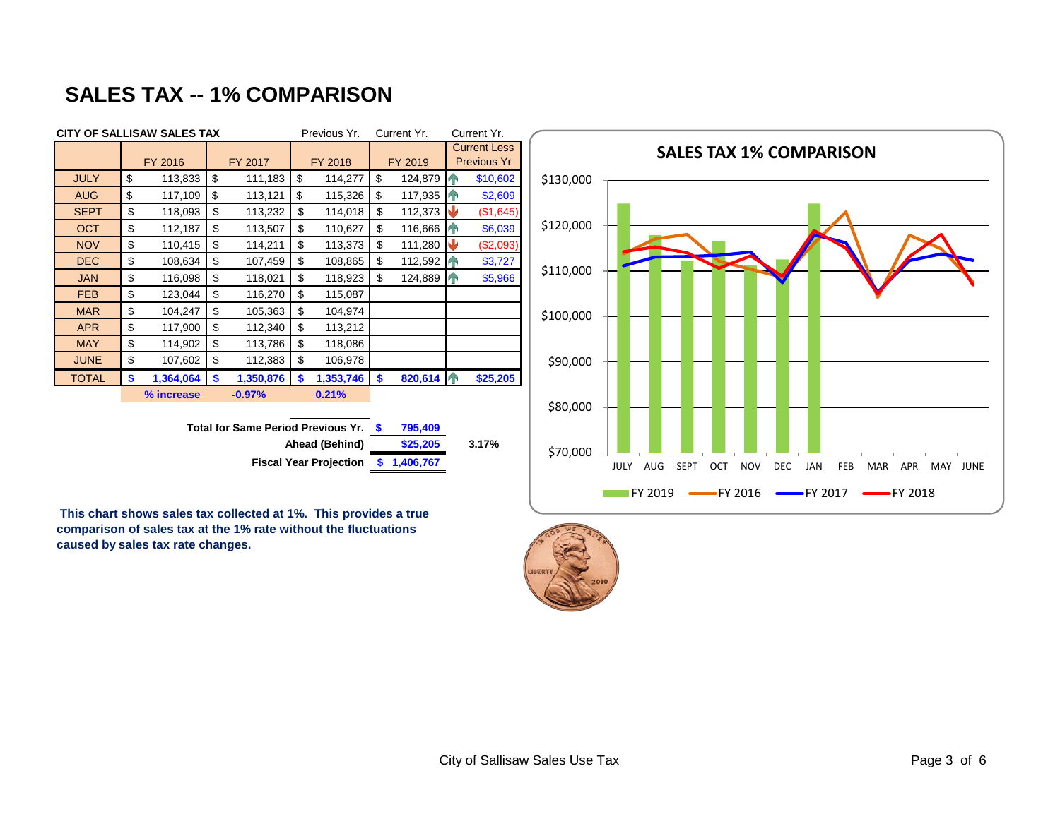# SALES TAX -- 1% COMPARISON

| CITY OF SALLISAW SALES TAX | | | Previous Yr. | Current Yr. | Current Yr. |
|---|---|---|---|---|---|
| | FY 2016 | FY 2017 | FY 2018 | FY 2019 | Current Less Previous Yr |
| JULY | $ 113,833 | $ 111,183 | $ 114,277 | $ 124,879 | $10,602 |
| AUG | $ 117,109 | $ 113,121 | $ 115,326 | $ 117,935 | $2,609 |
| SEPT | $ 118,093 | $ 113,232 | $ 114,018 | $ 112,373 | ($1,645) |
| OCT | $ 112,187 | $ 113,507 | $ 110,627 | $ 116,666 | $6,039 |
| NOV | $ 110,415 | $ 114,211 | $ 113,373 | $ 111,280 | ($2,093) |
| DEC | $ 108,634 | $ 107,459 | $ 108,865 | $ 112,592 | $3,727 |
| JAN | $ 116,098 | $ 118,021 | $ 118,923 | $ 124,889 | $5,966 |
| FEB | $ 123,044 | $ 116,270 | $ 115,087 | | |
| MAR | $ 104,247 | $ 105,363 | $ 104,974 | | |
| APR | $ 117,900 | $ 112,340 | $ 113,212 | | |
| MAY | $ 114,902 | $ 113,786 | $ 118,086 | | |
| JUNE | $ 107,602 | $ 112,383 | $ 106,978 | | |
| **TOTAL** | **$ 1,364,064** | **$ 1,350,876** | **$ 1,353,746** | **$ 820,614** | **$25,205** |
| | **% increase** | **-0.97%** | **0.21%** | | |

| | | |
|---|---|---|
| **Total for Same Period Previous Yr.** | **$ 795,409** | |
| **Ahead (Behind)** | **$25,205** | **3.17%** |
| **Fiscal Year Projection** | **$ 1,406,767** | |

**This chart shows sales tax collected at 1%. This provides a true comparison of sales tax at the 1% rate without the fluctuations caused by sales tax rate changes.**

SALES TAX 1% COMPARISON

$130,000
$120,000
$110,000
$100,000
$90,000
$80,000
$70,000

JULY AUG SEPT OCT NOV DEC JAN FEB MAR APR MAY JUNE

FY 2019 FY 2016 FY 2017 FY 2018

City of Sallisaw Sales Use Tax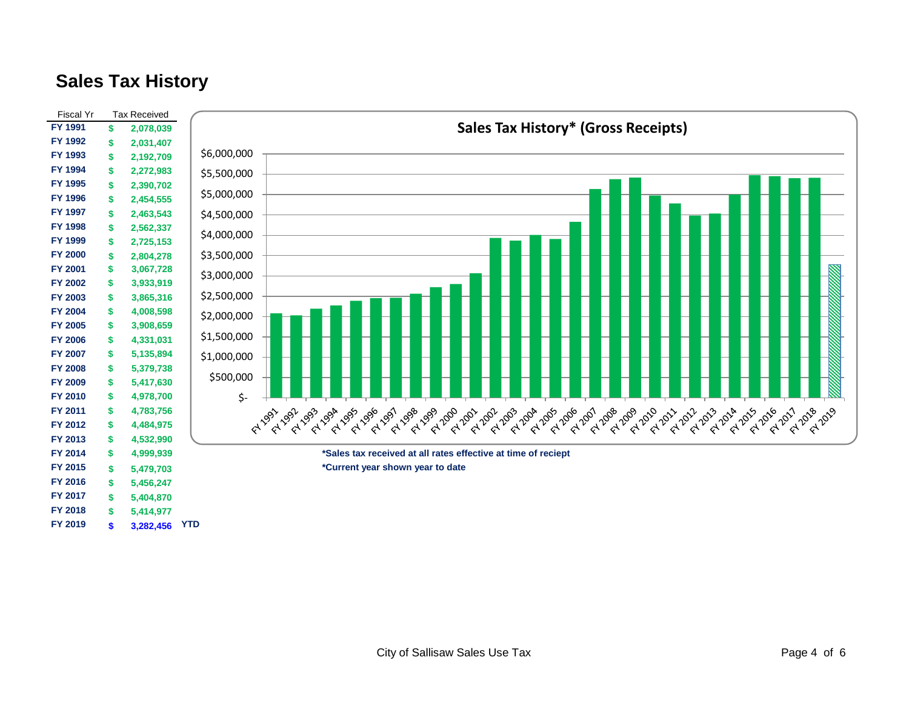## Sales Tax History

| Fiscal Yr | Tax Received | |
|---|---|---|
| FY 1991 | $ 2,078,039 | |
| FY 1992 | $ 2,031,407 | |
| FY 1993 | $ 2,192,709 | |
| FY 1994 | $ 2,272,983 | |
| FY 1995 | $ 2,390,702 | |
| FY 1996 | $ 2,454,555 | |
| FY 1997 | $ 2,463,543 | |
| FY 1998 | $ 2,562,337 | |
| FY 1999 | $ 2,725,153 | |
| FY 2000 | $ 2,804,278 | |
| FY 2001 | $ 3,067,728 | |
| FY 2002 | $ 3,933,919 | |
| FY 2003 | $ 3,865,316 | |
| FY 2004 | $ 4,008,598 | |
| FY 2005 | $ 3,908,659 | |
| FY 2006 | $ 4,331,031 | |
| FY 2007 | $ 5,135,894 | |
| FY 2008 | $ 5,379,738 | |
| FY 2009 | $ 5,417,630 | |
| FY 2010 | $ 4,978,700 | |
| FY 2011 | $ 4,783,756 | |
| FY 2012 | $ 4,484,975 | |
| FY 2013 | $ 4,532,990 | |
| FY 2014 | $ 4,999,939 | |
| FY 2015 | $ 5,479,703 | |
| FY 2016 | $ 5,456,247 | |
| FY 2017 | $ 5,404,870 | |
| FY 2018 | $ 5,414,977 | |
| FY 2019 | $ 3,282,456 | YTD |

**Sales Tax History* (Gross Receipts)**

$6,000,000
$5,500,000
$5,000,000
$4,500,000
$4,000,000
$3,500,000
$3,000,000
$2,500,000
$2,000,000
$1,500,000
$1,000,000
$500,000
$-

FY 1991, FY 1992, FY 1993, FY 1994, FY 1995, FY 1996, FY 1997, FY 1998, FY 1999, FY 2000, FY 2001, FY 2002, FY 2003, FY 2004, FY 2005, FY 2006, FY 2007, FY 2008, FY 2009, FY 2010, FY 2011, FY 2012, FY 2013, FY 2014, FY 2015, FY 2016, FY 2017, FY 2018, FY 2019

**\*Sales tax received at all rates effective at time of reciept**
**\*Current year shown year to date**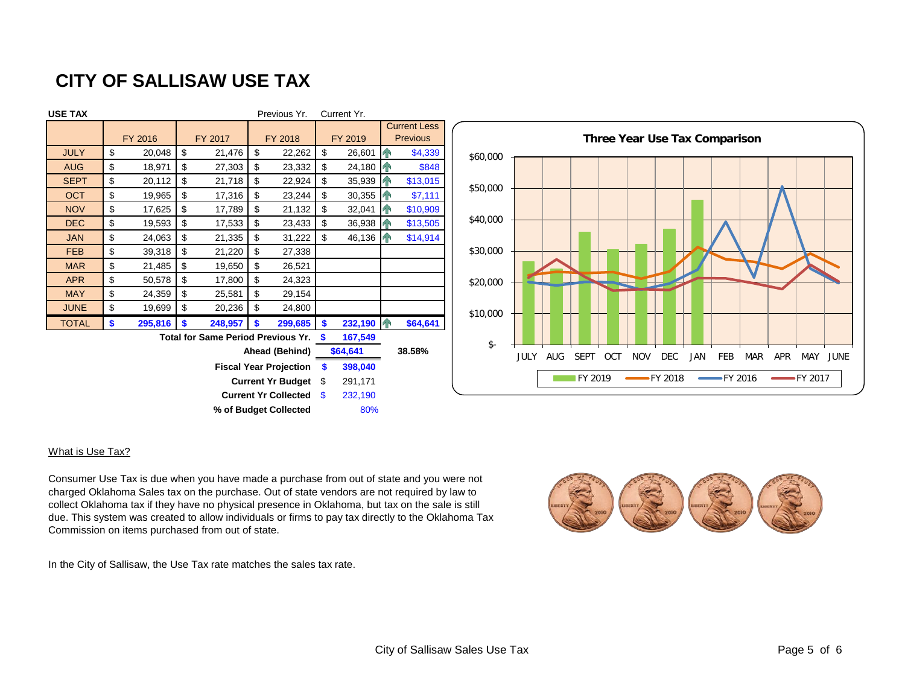# CITY OF SALLISAW USE TAX

**USE TAX**

| | FY 2016 | FY 2017 | FY 2018 (Previous Yr.) | FY 2019 (Current Yr.) | Current Less Previous |
|---|---|---|---|---|---|
| JULY | $ 20,048 | $ 21,476 | $ 22,262 | $ 26,601 | $4,339 |
| AUG | $ 18,971 | $ 27,303 | $ 23,332 | $ 24,180 | $848 |
| SEPT | $ 20,112 | $ 21,718 | $ 22,924 | $ 35,939 | $13,015 |
| OCT | $ 19,965 | $ 17,316 | $ 23,244 | $ 30,355 | $7,111 |
| NOV | $ 17,625 | $ 17,789 | $ 21,132 | $ 32,041 | $10,909 |
| DEC | $ 19,593 | $ 17,533 | $ 23,433 | $ 36,938 | $13,505 |
| JAN | $ 24,063 | $ 21,335 | $ 31,222 | $ 46,136 | $14,914 |
| FEB | $ 39,318 | $ 21,220 | $ 27,338 | | |
| MAR | $ 21,485 | $ 19,650 | $ 26,521 | | |
| APR | $ 50,578 | $ 17,800 | $ 24,323 | | |
| MAY | $ 24,359 | $ 25,581 | $ 29,154 | | |
| JUNE | $ 19,699 | $ 20,236 | $ 24,800 | | |
| **TOTAL** | **$ 295,816** | **$ 248,957** | **$ 299,685** | **$ 232,190** | **$64,641** |

| | | |
|---|---|---|
| **Total for Same Period Previous Yr.** | **$ 167,549** | |
| **Ahead (Behind)** | **$64,641** | **38.58%** |
| **Fiscal Year Projection** | **$ 398,040** | |
| **Current Yr Budget** | $ 291,171 | |
| **Current Yr Collected** | $ 232,190 | |
| **% of Budget Collected** | 80% | |

**Three Year Use Tax Comparison**

$60,000
$50,000
$40,000
$30,000
$20,000
$10,000
$-

JULY AUG SEPT OCT NOV DEC JAN FEB MAR APR MAY JUNE

FY 2019 FY 2018 FY 2016 FY 2017

What is Use Tax?

Consumer Use Tax is due when you have made a purchase from out of state and you were not charged Oklahoma Sales tax on the purchase. Out of state vendors are not required by law to collect Oklahoma tax if they have no physical presence in Oklahoma, but tax on the sale is still due. This system was created to allow individuals or firms to pay tax directly to the Oklahoma Tax Commission on items purchased from out of state.

In the City of Sallisaw, the Use Tax rate matches the sales tax rate.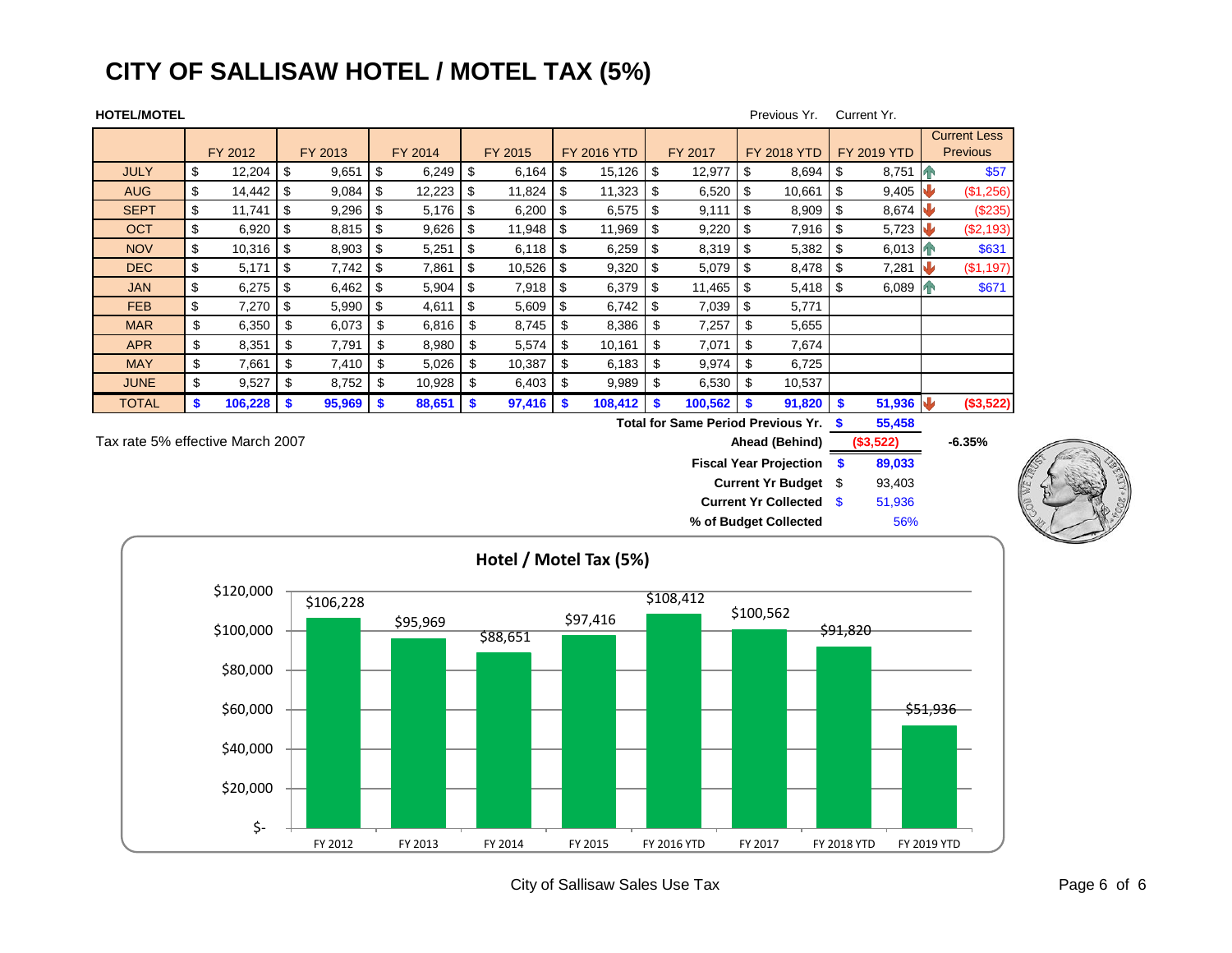# CITY OF SALLISAW HOTEL / MOTEL TAX (5%)

**HOTEL/MOTEL**

| | FY 2012 | FY 2013 | FY 2014 | FY 2015 | FY 2016 YTD | FY 2017 | FY 2018 YTD (Previous Yr.) | FY 2019 YTD (Current Yr.) | Current Less Previous |
|---|---|---|---|---|---|---|---|---|---|
| JULY | $ 12,204 | $ 9,651 | $ 6,249 | $ 6,164 | $ 15,126 | $ 12,977 | $ 8,694 | $ 8,751 | $57 |
| AUG | $ 14,442 | $ 9,084 | $ 12,223 | $ 11,824 | $ 11,323 | $ 6,520 | $ 10,661 | $ 9,405 | ($1,256) |
| SEPT | $ 11,741 | $ 9,296 | $ 5,176 | $ 6,200 | $ 6,575 | $ 9,111 | $ 8,909 | $ 8,674 | ($235) |
| OCT | $ 6,920 | $ 8,815 | $ 9,626 | $ 11,948 | $ 11,969 | $ 9,220 | $ 7,916 | $ 5,723 | ($2,193) |
| NOV | $ 10,316 | $ 8,903 | $ 5,251 | $ 6,118 | $ 6,259 | $ 8,319 | $ 5,382 | $ 6,013 | $631 |
| DEC | $ 5,171 | $ 7,742 | $ 7,861 | $ 10,526 | $ 9,320 | $ 5,079 | $ 8,478 | $ 7,281 | ($1,197) |
| JAN | $ 6,275 | $ 6,462 | $ 5,904 | $ 7,918 | $ 6,379 | $ 11,465 | $ 5,418 | $ 6,089 | $671 |
| FEB | $ 7,270 | $ 5,990 | $ 4,611 | $ 5,609 | $ 6,742 | $ 7,039 | $ 5,771 | | |
| MAR | $ 6,350 | $ 6,073 | $ 6,816 | $ 8,745 | $ 8,386 | $ 7,257 | $ 5,655 | | |
| APR | $ 8,351 | $ 7,791 | $ 8,980 | $ 5,574 | $ 10,161 | $ 7,071 | $ 7,674 | | |
| MAY | $ 7,661 | $ 7,410 | $ 5,026 | $ 10,387 | $ 6,183 | $ 9,974 | $ 6,725 | | |
| JUNE | $ 9,527 | $ 8,752 | $ 10,928 | $ 6,403 | $ 9,989 | $ 6,530 | $ 10,537 | | |
| **TOTAL** | **$ 106,228** | **$ 95,969** | **$ 88,651** | **$ 97,416** | **$ 108,412** | **$ 100,562** | **$ 91,820** | **$ 51,936** | **($3,522)** |

| | | |
|---|---|---|
| **Total for Same Period Previous Yr.** | **$ 55,458** | |
| **Ahead (Behind)** | **($3,522)** | **-6.35%** |
| **Fiscal Year Projection** | **$ 89,033** | |
| **Current Yr Budget** | $ 93,403 | |
| **Current Yr Collected** | $ 51,936 | |
| **% of Budget Collected** | 56% | |

Tax rate 5% effective March 2007

**Hotel / Motel Tax (5%)**

$120,000
$100,000
$80,000
$60,000
$40,000
$20,000
$-

$106,228
$95,969
$88,651
$97,416
$108,412
$100,562
$91,820
$51,936

FY 2012
FY 2013
FY 2014
FY 2015
FY 2016 YTD
FY 2017
FY 2018 YTD
FY 2019 YTD

City of Sallisaw Sales Use Tax